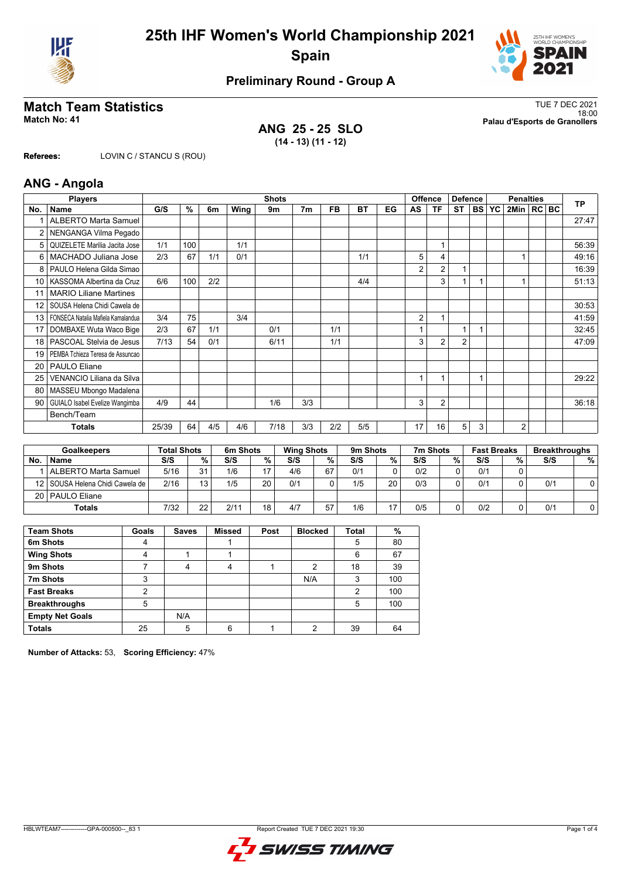# 25th IHF Women's World Championship 2021
## Spain

### Preliminary Round - Group A

## Match Team Statistics

**Match No: 41**

TUE 7 DEC 2021
18:00
**Palau d'Esports de Granollers**

**ANG 25 - 25 SLO**
**(14 - 13) (11 - 12)**

**Referees:** LOVIN C / STANCU S (ROU)

## ANG - Angola

| Players | | Shots | | | | | | | | | Offence | | Defence | | | Penalties | | | TP |
|---|---|---|---|---|---|---|---|---|---|---|---|---|---|---|---|---|---|---|---|
| No. | Name | G/S | % | 6m | Wing | 9m | 7m | FB | BT | EG | AS | TF | ST | BS | YC | 2Min | RC | BC | |
| 1 | ALBERTO Marta Samuel | | | | | | | | | | | | | | | | | | 27:47 |
| 2 | NENGANGA Vilma Pegado | | | | | | | | | | | | | | | | | | |
| 5 | QUIZELETE Marilia Jacita Jose | 1/1 | 100 | | 1/1 | | | | | | | 1 | | | | | | | 56:39 |
| 6 | MACHADO Juliana Jose | 2/3 | 67 | 1/1 | 0/1 | | | | 1/1 | | 5 | 4 | | | | 1 | | | 49:16 |
| 8 | PAULO Helena Gilda Simao | | | | | | | | | | 2 | 2 | 1 | | | | | | 16:39 |
| 10 | KASSOMA Albertina da Cruz | 6/6 | 100 | 2/2 | | | | | 4/4 | | | 3 | 1 | 1 | | 1 | | | 51:13 |
| 11 | MARIO Liliane Martines | | | | | | | | | | | | | | | | | | |
| 12 | SOUSA Helena Chidi Cawela de | | | | | | | | | | | | | | | | | | 30:53 |
| 13 | FONSECA Natalia Mafiela Kamalandua | 3/4 | 75 | | 3/4 | | | | | | 2 | 1 | | | | | | | 41:59 |
| 17 | DOMBAXE Wuta Waco Bige | 2/3 | 67 | 1/1 | | 0/1 | | 1/1 | | | 1 | | 1 | 1 | | | | | 32:45 |
| 18 | PASCOAL Stelvia de Jesus | 7/13 | 54 | 0/1 | | 6/11 | | 1/1 | | | 3 | 2 | 2 | | | | | | 47:09 |
| 19 | PEMBA Tchieza Teresa de Assuncao | | | | | | | | | | | | | | | | | | |
| 20 | PAULO Eliane | | | | | | | | | | | | | | | | | | |
| 25 | VENANCIO Liliana da Silva | | | | | | | | | | 1 | 1 | | 1 | | | | | 29:22 |
| 80 | MASSEU Mbongo Madalena | | | | | | | | | | | | | | | | | | |
| 90 | GUIALO Isabel Evelize Wangimba | 4/9 | 44 | | | 1/6 | 3/3 | | | | 3 | 2 | | | | | | | 36:18 |
| | Bench/Team | | | | | | | | | | | | | | | | | | |
| | **Totals** | 25/39 | 64 | 4/5 | 4/6 | 7/18 | 3/3 | 2/2 | 5/5 | | 17 | 16 | 5 | 3 | | 2 | | | |

| Goalkeepers | | Total Shots | | 6m Shots | | Wing Shots | | 9m Shots | | 7m Shots | | Fast Breaks | | Breakthroughs | |
|---|---|---|---|---|---|---|---|---|---|---|---|---|---|---|---|
| No. | Name | S/S | % | S/S | % | S/S | % | S/S | % | S/S | % | S/S | % | S/S | % |
| 1 | ALBERTO Marta Samuel | 5/16 | 31 | 1/6 | 17 | 4/6 | 67 | 0/1 | 0 | 0/2 | 0 | 0/1 | 0 | | |
| 12 | SOUSA Helena Chidi Cawela de | 2/16 | 13 | 1/5 | 20 | 0/1 | 0 | 1/5 | 20 | 0/3 | 0 | 0/1 | 0 | 0/1 | 0 |
| 20 | PAULO Eliane | | | | | | | | | | | | | | |
| | **Totals** | 7/32 | 22 | 2/11 | 18 | 4/7 | 57 | 1/6 | 17 | 0/5 | 0 | 0/2 | 0 | 0/1 | 0 |

| Team Shots | Goals | Saves | Missed | Post | Blocked | Total | % |
|---|---|---|---|---|---|---|---|
| 6m Shots | 4 | | 1 | | | 5 | 80 |
| Wing Shots | 4 | 1 | 1 | | | 6 | 67 |
| 9m Shots | 7 | 4 | 4 | 1 | 2 | 18 | 39 |
| 7m Shots | 3 | | | | N/A | 3 | 100 |
| Fast Breaks | 2 | | | | | 2 | 100 |
| Breakthroughs | 5 | | | | | 5 | 100 |
| Empty Net Goals | | N/A | | | | | |
| Totals | 25 | 5 | 6 | 1 | 2 | 39 | 64 |

**Number of Attacks:** 53, **Scoring Efficiency:** 47%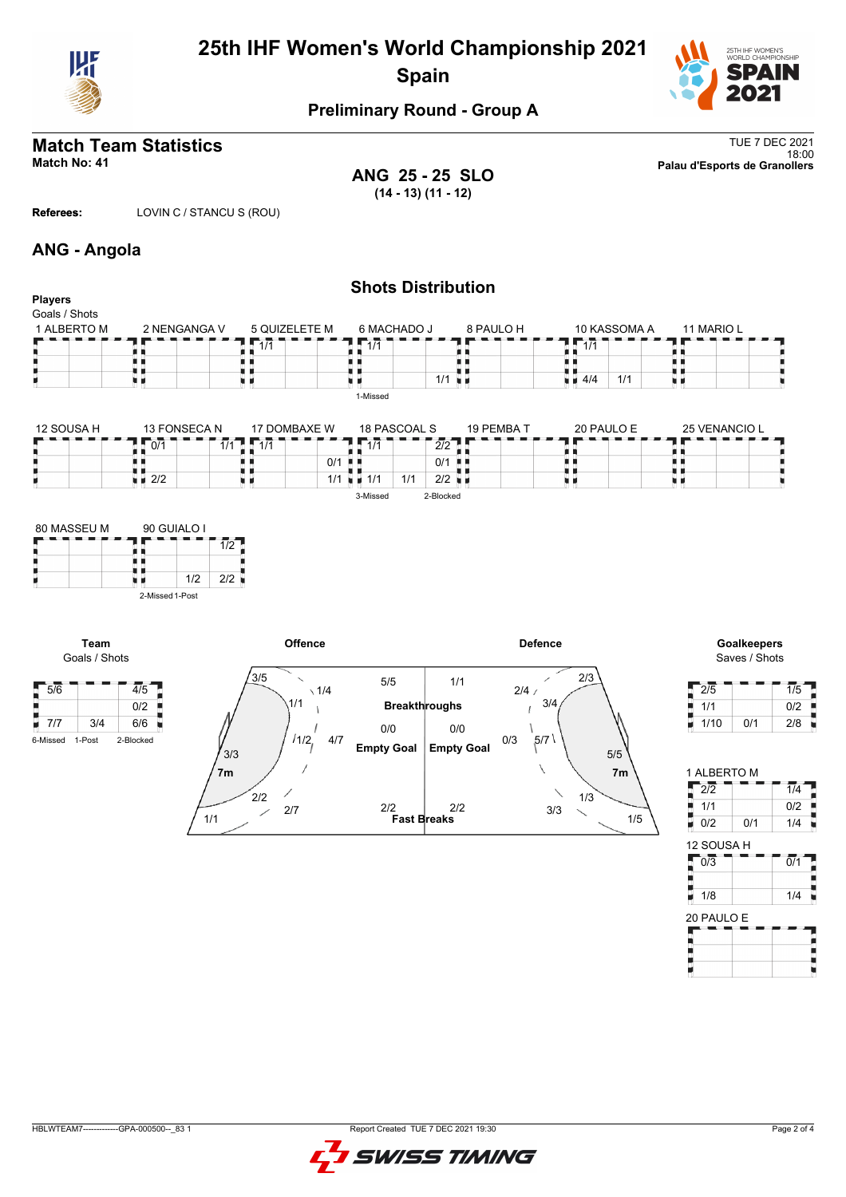# 25th IHF Women's World Championship 2021

## Spain

### Preliminary Round - Group A

## Match Team Statistics

**Match No: 41**

TUE 7 DEC 2021
18:00
**Palau d'Esports de Granollers**

**ANG 25 - 25 SLO**
**(14 - 13) (11 - 12)**

**Referees:** LOVIN C / STANCU S (ROU)

## ANG - Angola

### Shots Distribution

**Players**
Goals / Shots

**1 ALBERTO M**

| | | |
|---|---|---|
| | | |
| | | |
| | | |

**2 NENGANGA V**

| | | |
|---|---|---|
| | | |
| | | |
| | | |

**5 QUIZELETE M**

| | | |
|---|---|---|
| 1/1 | | |
| | | |
| | | |

**6 MACHADO J**

| | | |
|---|---|---|
| 1/1 | | |
| | | |
| | | 1/1 |

1-Missed

**8 PAULO H**

| | | |
|---|---|---|
| | | |
| | | |
| | | |

**10 KASSOMA A**

| | | |
|---|---|---|
| 1/1 | | |
| | | |
| 4/4 | 1/1 | |

**11 MARIO L**

| | | |
|---|---|---|
| | | |
| | | |
| | | |

**12 SOUSA H**

| | | |
|---|---|---|
| | | |
| | | |
| | | |

**13 FONSECA N**

| | | |
|---|---|---|
| 0/1 | | 1/1 |
| | | |
| 2/2 | | |

**17 DOMBAXE W**

| | | |
|---|---|---|
| 1/1 | | |
| | | 0/1 |
| | | 1/1 |

**18 PASCOAL S**

| | | |
|---|---|---|
| 1/1 | | 2/2 |
| | | 0/1 |
| 1/1 | 1/1 | 2/2 |

3-Missed 2-Blocked

**19 PEMBA T**

| | | |
|---|---|---|
| | | |
| | | |
| | | |

**20 PAULO E**

| | | |
|---|---|---|
| | | |
| | | |
| | | |

**25 VENANCIO L**

| | | |
|---|---|---|
| | | |
| | | |
| | | |

**80 MASSEU M**

| | | |
|---|---|---|
| | | |
| | | |
| | | |

**90 GUIALO I**

| | | |
|---|---|---|
| | | 1/2 |
| | | |
| | 1/2 | 2/2 |

2-Missed 1-Post

**Team**
Goals / Shots

| | | |
|---|---|---|
| 5/6 | | 4/5 |
| | | 0/2 |
| 7/7 | 3/4 | 6/6 |

6-Missed 1-Post 2-Blocked

**Offence**

| Zone | Goals / Shots |
|---|---|
| Left wing (top) | 3/5 |
| Left back | 1/4 |
| Left 6m | 1/1 |
| Centre 6m | 1/2 |
| Centre back | 4/7 |
| Left wing (7m area) | 3/3 |
| Right 6m | 2/2 |
| Right back | 2/7 |
| Right wing | 1/1 |
| Breakthroughs | 5/5 |
| Empty Goal | 0/0 |
| Fast Breaks | 2/2 |

**Defence**

| Zone | Goals / Shots |
|---|---|
| Breakthroughs | 1/1 |
| Empty Goal | 0/0 |
| Fast Breaks | 2/2 |
| Right back | 2/4 |
| Right wing (top) | 2/3 |
| Right 6m | 3/4 |
| Centre back | 0/3 |
| Centre 6m | 5/7 |
| 7m | 5/5 |
| Left 6m | 3/3 |
| Left back | 1/3 |
| Left wing | 1/5 |

**Goalkeepers**
Saves / Shots

| | | |
|---|---|---|
| 2/5 | | 1/5 |
| 1/1 | | 0/2 |
| 1/10 | 0/1 | 2/8 |

**1 ALBERTO M**

| | | |
|---|---|---|
| 2/2 | | 1/4 |
| 1/1 | | 0/2 |
| 0/2 | 0/1 | 1/4 |

**12 SOUSA H**

| | | |
|---|---|---|
| 0/3 | | 0/1 |
| | | |
| 1/8 | | 1/4 |

**20 PAULO E**

| | | |
|---|---|---|
| | | |
| | | |
| | | |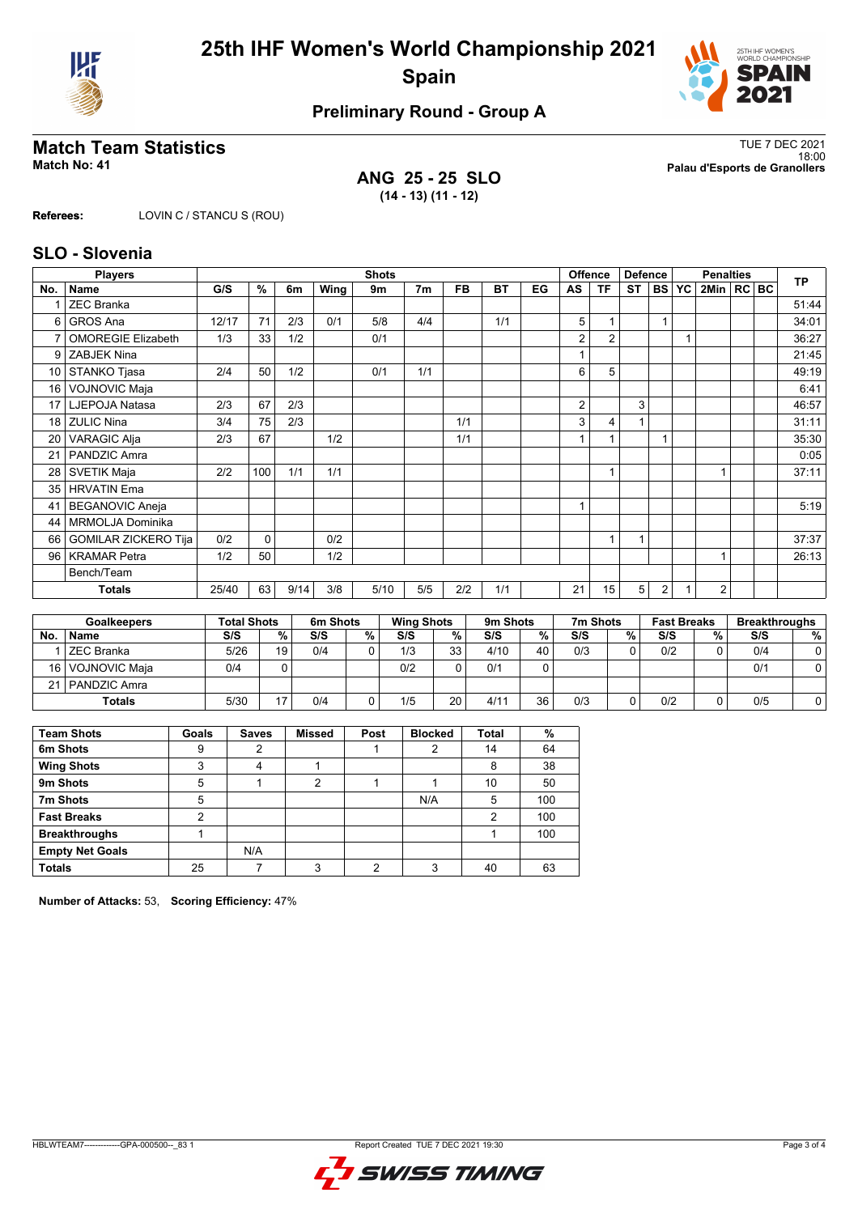# 25th IHF Women's World Championship 2021
## Spain

### Preliminary Round - Group A

## Match Team Statistics

**Match No: 41**

TUE 7 DEC 2021
18:00
**Palau d'Esports de Granollers**

**ANG 25 - 25 SLO**
**(14 - 13) (11 - 12)**

**Referees:** LOVIN C / STANCU S (ROU)

## SLO - Slovenia

| Players | | Shots | | | | | | | | | Offence | | Defence | | | Penalties | | | TP |
|---|---|---|---|---|---|---|---|---|---|---|---|---|---|---|---|---|---|---|---|
| No. | Name | G/S | % | 6m | Wing | 9m | 7m | FB | BT | EG | AS | TF | ST | BS | YC | 2Min | RC | BC | |
| 1 | ZEC Branka | | | | | | | | | | | | | | | | | | 51:44 |
| 6 | GROS Ana | 12/17 | 71 | 2/3 | 0/1 | 5/8 | 4/4 | | 1/1 | | 5 | 1 | | 1 | | | | | 34:01 |
| 7 | OMOREGIE Elizabeth | 1/3 | 33 | 1/2 | | 0/1 | | | | | 2 | 2 | | | 1 | | | | 36:27 |
| 9 | ZABJEK Nina | | | | | | | | | | 1 | | | | | | | | 21:45 |
| 10 | STANKO Tjasa | 2/4 | 50 | 1/2 | | 0/1 | 1/1 | | | | 6 | 5 | | | | | | | 49:19 |
| 16 | VOJNOVIC Maja | | | | | | | | | | | | | | | | | | 6:41 |
| 17 | LJEPOJA Natasa | 2/3 | 67 | 2/3 | | | | | | | 2 | | 3 | | | | | | 46:57 |
| 18 | ZULIC Nina | 3/4 | 75 | 2/3 | | | | 1/1 | | | 3 | 4 | 1 | | | | | | 31:11 |
| 20 | VARAGIC Alja | 2/3 | 67 | | 1/2 | | | 1/1 | | | 1 | 1 | | 1 | | | | | 35:30 |
| 21 | PANDZIC Amra | | | | | | | | | | | | | | | | | | 0:05 |
| 28 | SVETIK Maja | 2/2 | 100 | 1/1 | 1/1 | | | | | | | 1 | | | | 1 | | | 37:11 |
| 35 | HRVATIN Ema | | | | | | | | | | | | | | | | | | |
| 41 | BEGANOVIC Aneja | | | | | | | | | | 1 | | | | | | | | 5:19 |
| 44 | MRMOLJA Dominika | | | | | | | | | | | | | | | | | | |
| 66 | GOMILAR ZICKERO Tija | 0/2 | 0 | | 0/2 | | | | | | | 1 | 1 | | | | | | 37:37 |
| 96 | KRAMAR Petra | 1/2 | 50 | | 1/2 | | | | | | | | | | | 1 | | | 26:13 |
| | Bench/Team | | | | | | | | | | | | | | | | | | |
| | **Totals** | 25/40 | 63 | 9/14 | 3/8 | 5/10 | 5/5 | 2/2 | 1/1 | | 21 | 15 | 5 | 2 | 1 | 2 | | | |

| Goalkeepers | | Total Shots | | 6m Shots | | Wing Shots | | 9m Shots | | 7m Shots | | Fast Breaks | | Breakthroughs | |
|---|---|---|---|---|---|---|---|---|---|---|---|---|---|---|---|
| No. | Name | S/S | % | S/S | % | S/S | % | S/S | % | S/S | % | S/S | % | S/S | % |
| 1 | ZEC Branka | 5/26 | 19 | 0/4 | 0 | 1/3 | 33 | 4/10 | 40 | 0/3 | 0 | 0/2 | 0 | 0/4 | 0 |
| 16 | VOJNOVIC Maja | 0/4 | 0 | | | 0/2 | 0 | 0/1 | 0 | | | | | 0/1 | 0 |
| 21 | PANDZIC Amra | | | | | | | | | | | | | | |
| | **Totals** | 5/30 | 17 | 0/4 | 0 | 1/5 | 20 | 4/11 | 36 | 0/3 | 0 | 0/2 | 0 | 0/5 | 0 |

| Team Shots | Goals | Saves | Missed | Post | Blocked | Total | % |
|---|---|---|---|---|---|---|---|
| 6m Shots | 9 | 2 | | 1 | 2 | 14 | 64 |
| Wing Shots | 3 | 4 | 1 | | | 8 | 38 |
| 9m Shots | 5 | 1 | 2 | 1 | 1 | 10 | 50 |
| 7m Shots | 5 | | | | N/A | 5 | 100 |
| Fast Breaks | 2 | | | | | 2 | 100 |
| Breakthroughs | 1 | | | | | 1 | 100 |
| Empty Net Goals | | N/A | | | | | |
| **Totals** | 25 | 7 | 3 | 2 | 3 | 40 | 63 |

**Number of Attacks:** 53, **Scoring Efficiency:** 47%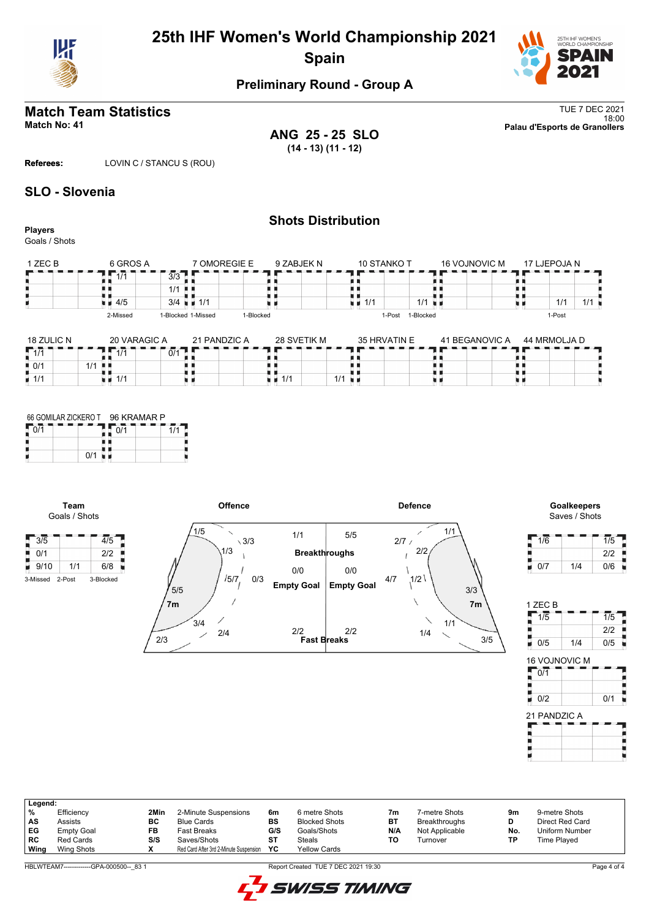# 25th IHF Women's World Championship 2021
## Spain

### Preliminary Round - Group A

## Match Team Statistics

TUE 7 DEC 2021
18:00
Palau d'Esports de Granollers

**Match No: 41**

**ANG 25 - 25 SLO**
**(14 - 13) (11 - 12)**

**Referees:** LOVIN C / STANCU S (ROU)

## SLO - Slovenia

### Shots Distribution

**Players**
Goals / Shots

1 ZEC B

6 GROS A
1/1 3/3
1/1
4/5 3/4
2-Missed 1-Blocked

7 OMOREGIE E
1/1
1-Missed 1-Blocked

9 ZABJEK N

10 STANKO T
1/1 1/1
1-Post 1-Blocked

16 VOJNOVIC M

17 LJEPOJA N
1/1 1/1
1-Post

18 ZULIC N
1/1
0/1 1/1
1/1

20 VARAGIC A
1/1 0/1
1/1

21 PANDZIC A

28 SVETIK M
1/1 1/1

35 HRVATIN E

41 BEGANOVIC A

44 MRMOLJA D

66 GOMILAR ZICKERO T
0/1
0/1

96 KRAMAR P
0/1 1/1

**Team**
Goals / Shots
3/5 4/5
0/1 2/2
9/10 1/1 6/8
3-Missed 2-Post 3-Blocked

**Offence**
1/5
3/3
1/3
5/7 0/3
5/5
7m
3/4
2/4
2/3
1/1 5/5
Breakthroughs
0/0 0/0
Empty Goal Empty Goal
2/2 2/2
Fast Breaks

**Defence**
1/1
2/7
2/2
4/7 1/2
3/3
7m
1/1
1/4
3/5

**Goalkeepers**
Saves / Shots
1/6 1/5
2/2
0/7 1/4 0/6

1 ZEC B
1/5 1/5
2/2
0/5 1/4 0/5

16 VOJNOVIC M
0/1
0/2 0/1

21 PANDZIC A

| Legend: | | | | | | | | | |
|---|---|---|---|---|---|---|---|---|---|
| % | Efficiency | 2Min | 2-Minute Suspensions | 6m | 6 metre Shots | 7m | 7-metre Shots | 9m | 9-metre Shots |
| AS | Assists | BC | Blue Cards | BS | Blocked Shots | BT | Breakthroughs | D | Direct Red Card |
| EG | Empty Goal | FB | Fast Breaks | G/S | Goals/Shots | N/A | Not Applicable | No. | Uniform Number |
| RC | Red Cards | S/S | Saves/Shots | ST | Steals | TO | Turnover | TP | Time Played |
| Wing | Wing Shots | X | Red Card After 3rd 2-Minute Suspension | YC | Yellow Cards | | | | |

HBLWTEAM7--------------GPA-000500--_83 1 Report Created TUE 7 DEC 2021 19:30